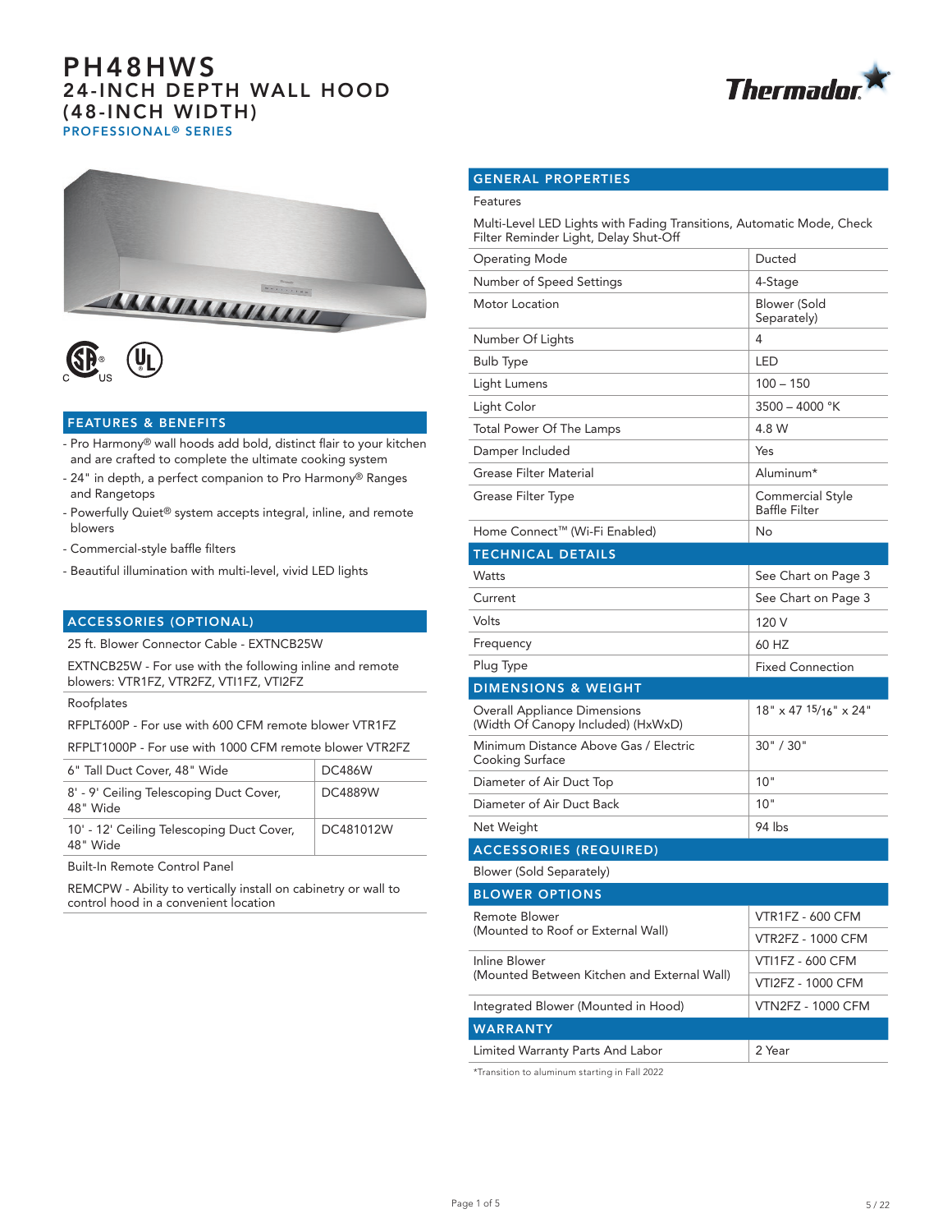# PH48HWS
## 24-INCH DEPTH WALL HOOD (48-INCH WIDTH)
### PROFESSIONAL® SERIES

## FEATURES & BENEFITS

- Pro Harmony® wall hoods add bold, distinct flair to your kitchen and are crafted to complete the ultimate cooking system
- 24" in depth, a perfect companion to Pro Harmony® Ranges and Rangetops
- Powerfully Quiet® system accepts integral, inline, and remote blowers
- Commercial-style baffle filters
- Beautiful illumination with multi-level, vivid LED lights

## ACCESSORIES (OPTIONAL)

25 ft. Blower Connector Cable - EXTNCB25W

EXTNCB25W - For use with the following inline and remote blowers: VTR1FZ, VTR2FZ, VTI1FZ, VTI2FZ

Roofplates

RFPLT600P - For use with 600 CFM remote blower VTR1FZ

RFPLT1000P - For use with 1000 CFM remote blower VTR2FZ

| | |
|---|---|
| 6" Tall Duct Cover, 48" Wide | DC486W |
| 8' - 9' Ceiling Telescoping Duct Cover, 48" Wide | DC4889W |
| 10' - 12' Ceiling Telescoping Duct Cover, 48" Wide | DC481012W |

Built-In Remote Control Panel

REMCPW - Ability to vertically install on cabinetry or wall to control hood in a convenient location

## GENERAL PROPERTIES

Features

Multi-Level LED Lights with Fading Transitions, Automatic Mode, Check Filter Reminder Light, Delay Shut-Off

| | |
|---|---|
| Operating Mode | Ducted |
| Number of Speed Settings | 4-Stage |
| Motor Location | Blower (Sold Separately) |
| Number Of Lights | 4 |
| Bulb Type | LED |
| Light Lumens | 100 – 150 |
| Light Color | 3500 – 4000 °K |
| Total Power Of The Lamps | 4.8 W |
| Damper Included | Yes |
| Grease Filter Material | Aluminum* |
| Grease Filter Type | Commercial Style Baffle Filter |
| Home Connect™ (Wi-Fi Enabled) | No |

## TECHNICAL DETAILS

| | |
|---|---|
| Watts | See Chart on Page 3 |
| Current | See Chart on Page 3 |
| Volts | 120 V |
| Frequency | 60 HZ |
| Plug Type | Fixed Connection |

## DIMENSIONS & WEIGHT

| | |
|---|---|
| Overall Appliance Dimensions (Width Of Canopy Included) (HxWxD) | 18" x 47 15/16" x 24" |
| Minimum Distance Above Gas / Electric Cooking Surface | 30" / 30" |
| Diameter of Air Duct Top | 10" |
| Diameter of Air Duct Back | 10" |
| Net Weight | 94 lbs |

## ACCESSORIES (REQUIRED)

Blower (Sold Separately)

## BLOWER OPTIONS

| | |
|---|---|
| Remote Blower (Mounted to Roof or External Wall) | VTR1FZ - 600 CFM |
| | VTR2FZ - 1000 CFM |
| Inline Blower (Mounted Between Kitchen and External Wall) | VTI1FZ - 600 CFM |
| | VTI2FZ - 1000 CFM |
| Integrated Blower (Mounted in Hood) | VTN2FZ - 1000 CFM |

## WARRANTY

| | |
|---|---|
| Limited Warranty Parts And Labor | 2 Year |

*Transition to aluminum starting in Fall 2022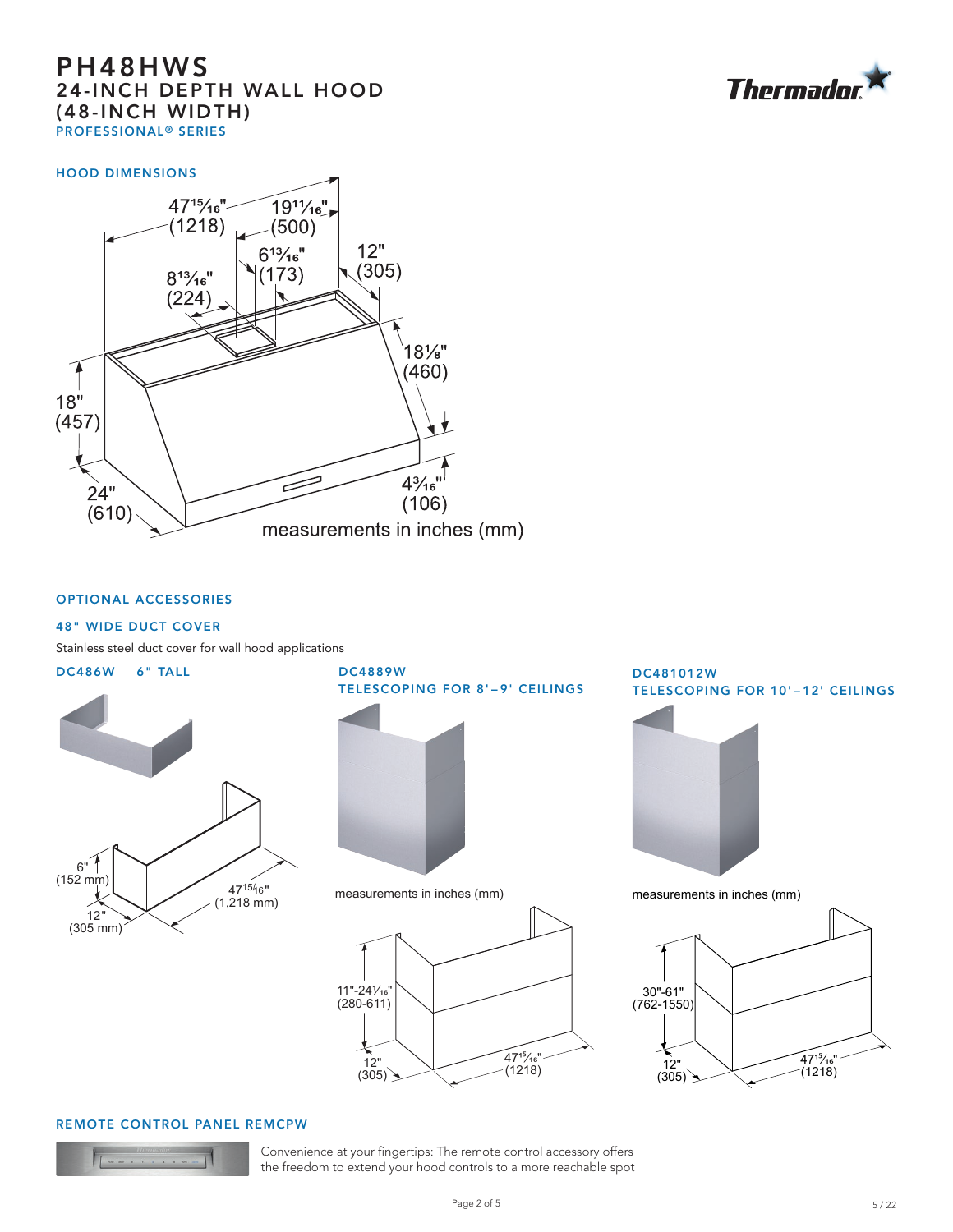# PH48HWS

## 24-INCH DEPTH WALL HOOD (48-INCH WIDTH)

PROFESSIONAL® SERIES

### HOOD DIMENSIONS

47¹⁵⁄₁₆" (1218)
19¹¹⁄₁₆" (500)
6¹³⁄₁₆" (173)
12" (305)
8¹³⁄₁₆" (224)
18⅛" (460)
18" (457)
24" (610)
4³⁄₁₆" (106)

measurements in inches (mm)

### OPTIONAL ACCESSORIES

#### 48" WIDE DUCT COVER

Stainless steel duct cover for wall hood applications

**DC486W 6" TALL**

6" (152 mm)
12" (305 mm)
47¹⁵⁄₁₆" (1,218 mm)

**DC4889W TELESCOPING FOR 8'–9' CEILINGS**

measurements in inches (mm)

11"-24¹⁄₁₆" (280-611)
12" (305)
47¹⁵⁄₁₆" (1218)

**DC481012W TELESCOPING FOR 10'–12' CEILINGS**

measurements in inches (mm)

30"-61" (762-1550)
12" (305)
47¹⁵⁄₁₆" (1218)

### REMOTE CONTROL PANEL REMCPW

Convenience at your fingertips: The remote control accessory offers the freedom to extend your hood controls to a more reachable spot

5 / 22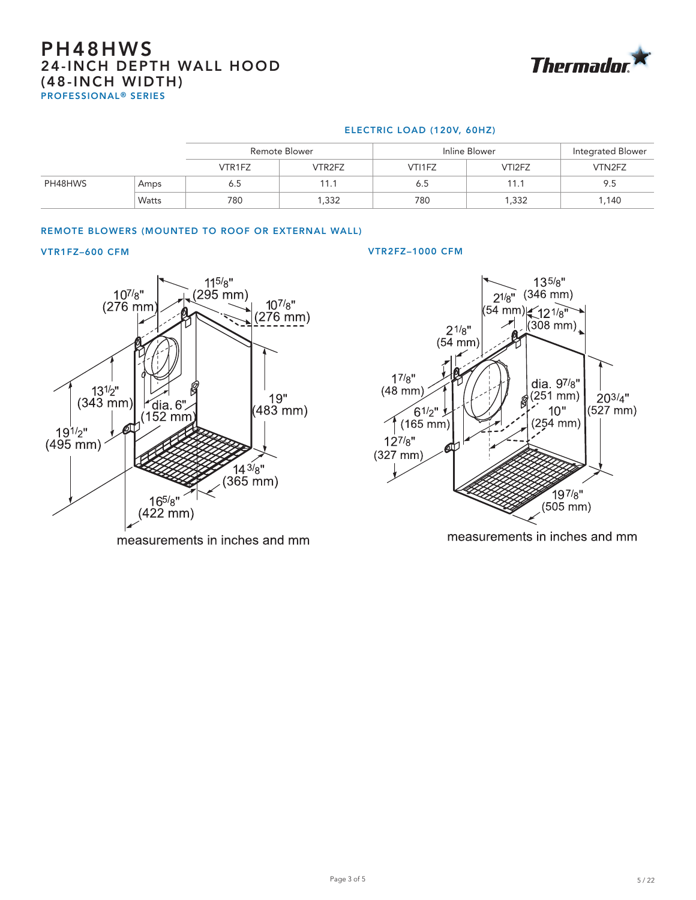# PH48HWS
## 24-INCH DEPTH WALL HOOD (48-INCH WIDTH)
### PROFESSIONAL® SERIES

### ELECTRIC LOAD (120V, 60HZ)

| | | Remote Blower | | Inline Blower | | Integrated Blower |
|---|---|---|---|---|---|---|
| | | VTR1FZ | VTR2FZ | VTI1FZ | VTI2FZ | VTN2FZ |
| PH48HWS | Amps | 6.5 | 11.1 | 6.5 | 11.1 | 9.5 |
| | Watts | 780 | 1,332 | 780 | 1,332 | 1,140 |

### REMOTE BLOWERS (MOUNTED TO ROOF OR EXTERNAL WALL)

#### VTR1FZ–600 CFM

10 7/8" (276 mm)
11 5/8" (295 mm)
10 7/8" (276 mm)
13 1/2" (343 mm)
dia. 6" (152 mm)
19" (483 mm)
19 1/2" (495 mm)
14 3/8" (365 mm)
16 5/8" (422 mm)

measurements in inches and mm

#### VTR2FZ–1000 CFM

13 5/8" (346 mm)
2 1/8" (54 mm)
12 1/8" (308 mm)
2 1/8" (54 mm)
1 7/8" (48 mm)
dia. 9 7/8" (251 mm)
20 3/4" (527 mm)
6 1/2" (165 mm)
10" (254 mm)
12 7/8" (327 mm)
19 7/8" (505 mm)

measurements in inches and mm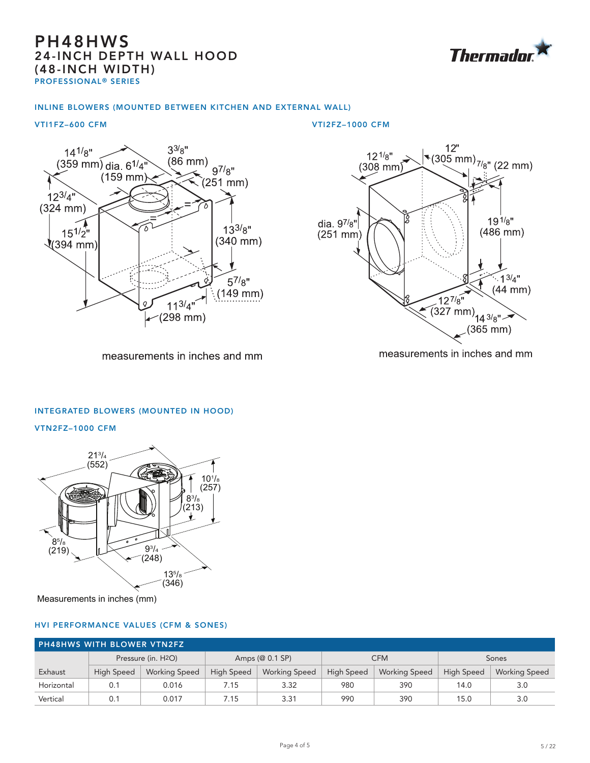# PH48HWS
## 24-INCH DEPTH WALL HOOD (48-INCH WIDTH)
### PROFESSIONAL® SERIES

### INLINE BLOWERS (MOUNTED BETWEEN KITCHEN AND EXTERNAL WALL)

**VTI1FZ–600 CFM**

14 1/8" (359 mm) dia. 6 1/4" (159 mm) 3 3/8" (86 mm) 9 7/8" (251 mm) 12 3/4" (324 mm) 15 1/2" (394 mm) 13 3/8" (340 mm) 5 7/8" (149 mm) 11 3/4" (298 mm)

measurements in inches and mm

**VTI2FZ–1000 CFM**

12 1/8" (308 mm) 12" (305 mm) 7/8" (22 mm) dia. 9 7/8" (251 mm) 19 1/8" (486 mm) 1 3/4" (44 mm) 12 7/8" (327 mm) 14 3/8" (365 mm)

measurements in inches and mm

### INTEGRATED BLOWERS (MOUNTED IN HOOD)

**VTN2FZ–1000 CFM**

21 3/4 (552) 10 1/8 (257) 8 3/8 (213) 8 5/8 (219) 9 3/4 (248) 13 5/8 (346)

Measurements in inches (mm)

### HVI PERFORMANCE VALUES (CFM & SONES)

| PH48HWS WITH BLOWER VTN2FZ | | | | | | | | |
|---|---|---|---|---|---|---|---|---|
| | Pressure (in. $H_2O$) | | Amps (@ 0.1 SP) | | CFM | | Sones | |
| Exhaust | High Speed | Working Speed | High Speed | Working Speed | High Speed | Working Speed | High Speed | Working Speed |
| Horizontal | 0.1 | 0.016 | 7.15 | 3.32 | 980 | 390 | 14.0 | 3.0 |
| Vertical | 0.1 | 0.017 | 7.15 | 3.31 | 990 | 390 | 15.0 | 3.0 |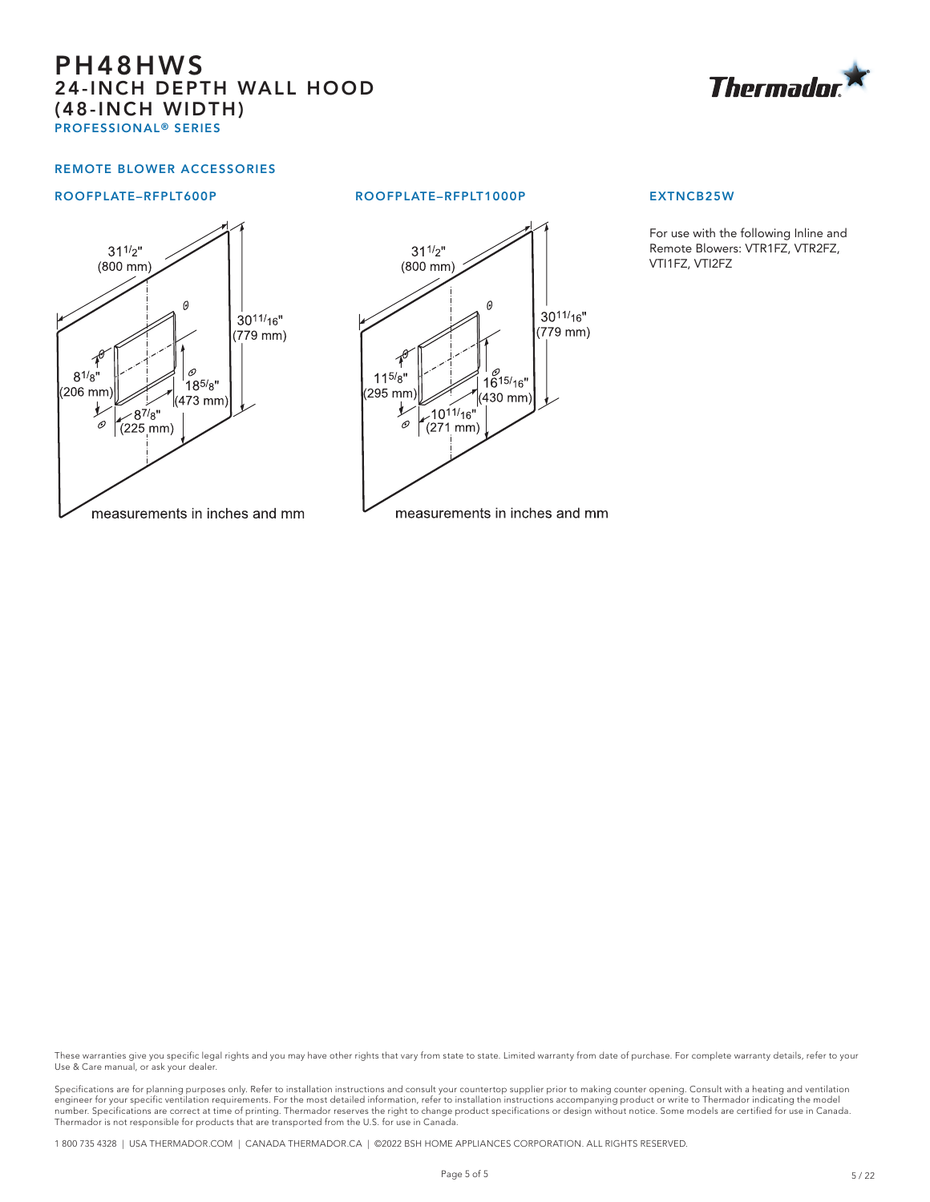# PH48HWS
## 24-INCH DEPTH WALL HOOD (48-INCH WIDTH)
### PROFESSIONAL® SERIES

## REMOTE BLOWER ACCESSORIES

### ROOFPLATE–RFPLT600P

31 1/2" (800 mm)
30 11/16" (779 mm)
8 1/8" (206 mm)
18 5/8" (473 mm)
8 7/8" (225 mm)

measurements in inches and mm

### ROOFPLATE–RFPLT1000P

31 1/2" (800 mm)
30 11/16" (779 mm)
11 5/8" (295 mm)
16 15/16" (430 mm)
10 11/16" (271 mm)

measurements in inches and mm

### EXTNCB25W

For use with the following Inline and Remote Blowers: VTR1FZ, VTR2FZ, VTI1FZ, VTI2FZ

These warranties give you specific legal rights and you may have other rights that vary from state to state. Limited warranty from date of purchase. For complete warranty details, refer to your Use & Care manual, or ask your dealer.

Specifications are for planning purposes only. Refer to installation instructions and consult your countertop supplier prior to making counter opening. Consult with a heating and ventilation engineer for your specific ventilation requirements. For the most detailed information, refer to installation instructions accompanying product or write to Thermador indicating the model number. Specifications are correct at time of printing. Thermador reserves the right to change product specifications or design without notice. Some models are certified for use in Canada. Thermador is not responsible for products that are transported from the U.S. for use in Canada.

1 800 735 4328 | USA THERMADOR.COM | CANADA THERMADOR.CA | ©2022 BSH HOME APPLIANCES CORPORATION. ALL RIGHTS RESERVED.